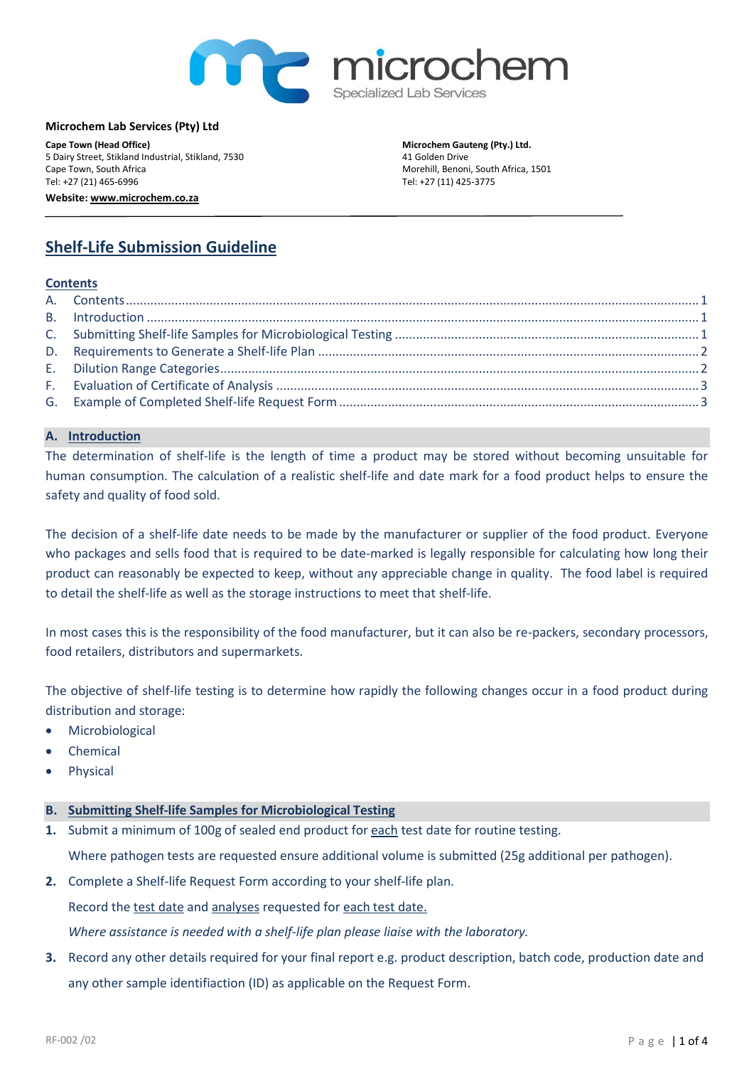**Microchem Lab Services (Pty) Ltd**

**Cape Town (Head Office)**
5 Dairy Street, Stikland Industrial, Stikland, 7530
Cape Town, South Africa
Tel: +27 (21) 465-6996

**Microchem Gauteng (Pty.) Ltd.**
41 Golden Drive
Morehill, Benoni, South Africa, 1501
Tel: +27 (11) 425-3775

**Website: www.microchem.co.za**

# Shelf-Life Submission Guideline

## Contents

A. Contents ........ 1
B. Introduction ........ 1
C. Submitting Shelf-life Samples for Microbiological Testing ........ 1
D. Requirements to Generate a Shelf-life Plan ........ 2
E. Dilution Range Categories ........ 2
F. Evaluation of Certificate of Analysis ........ 3
G. Example of Completed Shelf-life Request Form ........ 3

## A. Introduction

The determination of shelf-life is the length of time a product may be stored without becoming unsuitable for human consumption. The calculation of a realistic shelf-life and date mark for a food product helps to ensure the safety and quality of food sold.

The decision of a shelf-life date needs to be made by the manufacturer or supplier of the food product. Everyone who packages and sells food that is required to be date-marked is legally responsible for calculating how long their product can reasonably be expected to keep, without any appreciable change in quality. The food label is required to detail the shelf-life as well as the storage instructions to meet that shelf-life.

In most cases this is the responsibility of the food manufacturer, but it can also be re-packers, secondary processors, food retailers, distributors and supermarkets.

The objective of shelf-life testing is to determine how rapidly the following changes occur in a food product during distribution and storage:

- Microbiological
- Chemical
- Physical

## B. Submitting Shelf-life Samples for Microbiological Testing

1. Submit a minimum of 100g of sealed end product for each test date for routine testing.

   Where pathogen tests are requested ensure additional volume is submitted (25g additional per pathogen).

2. Complete a Shelf-life Request Form according to your shelf-life plan.

   Record the test date and analyses requested for each test date.

   *Where assistance is needed with a shelf-life plan please liaise with the laboratory.*

3. Record any other details required for your final report e.g. product description, batch code, production date and any other sample identifiaction (ID) as applicable on the Request Form.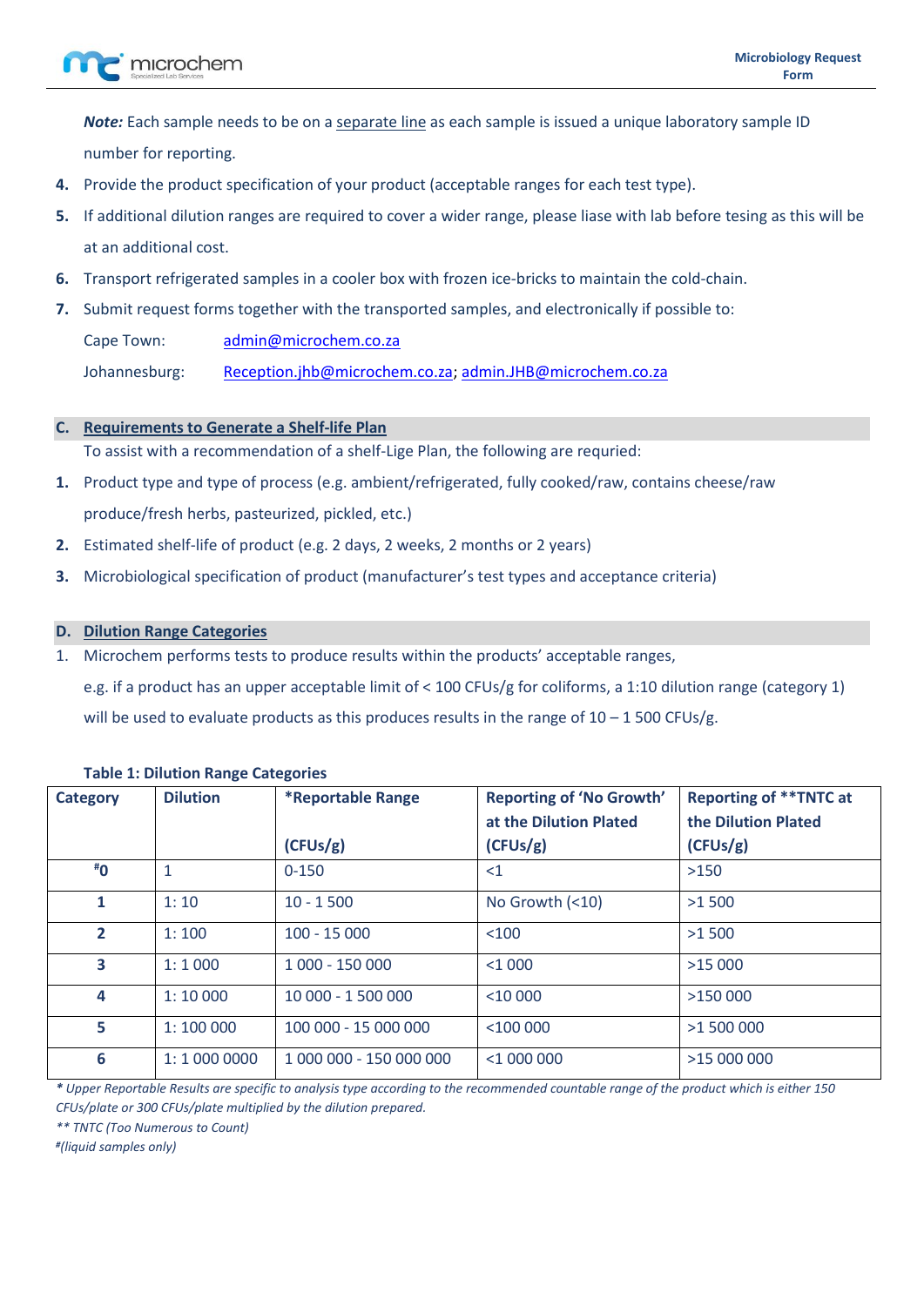***Note:*** Each sample needs to be on a separate line as each sample is issued a unique laboratory sample ID number for reporting.

4. Provide the product specification of your product (acceptable ranges for each test type).
5. If additional dilution ranges are required to cover a wider range, please liase with lab before tesing as this will be at an additional cost.
6. Transport refrigerated samples in a cooler box with frozen ice-bricks to maintain the cold-chain.
7. Submit request forms together with the transported samples, and electronically if possible to:

   Cape Town: admin@microchem.co.za

   Johannesburg: Reception.jhb@microchem.co.za; admin.JHB@microchem.co.za

## C. Requirements to Generate a Shelf-life Plan

To assist with a recommendation of a shelf-Lige Plan, the following are requried:

1. Product type and type of process (e.g. ambient/refrigerated, fully cooked/raw, contains cheese/raw produce/fresh herbs, pasteurized, pickled, etc.)
2. Estimated shelf-life of product (e.g. 2 days, 2 weeks, 2 months or 2 years)
3. Microbiological specification of product (manufacturer's test types and acceptance criteria)

## D. Dilution Range Categories

1. Microchem performs tests to produce results within the products' acceptable ranges, e.g. if a product has an upper acceptable limit of < 100 CFUs/g for coliforms, a 1:10 dilution range (category 1) will be used to evaluate products as this produces results in the range of 10 – 1 500 CFUs/g.

**Table 1: Dilution Range Categories**

| Category | Dilution | *Reportable Range (CFUs/g) | Reporting of 'No Growth' at the Dilution Plated (CFUs/g) | Reporting of **TNTC at the Dilution Plated (CFUs/g) |
|---|---|---|---|---|
| #0 | 1 | 0-150 | <1 | >150 |
| 1 | 1: 10 | 10 - 1 500 | No Growth (<10) | >1 500 |
| 2 | 1: 100 | 100 - 15 000 | <100 | >1 500 |
| 3 | 1: 1 000 | 1 000 - 150 000 | <1 000 | >15 000 |
| 4 | 1: 10 000 | 10 000 - 1 500 000 | <10 000 | >150 000 |
| 5 | 1: 100 000 | 100 000 - 15 000 000 | <100 000 | >1 500 000 |
| 6 | 1: 1 000 0000 | 1 000 000 - 150 000 000 | <1 000 000 | >15 000 000 |

*\* Upper Reportable Results are specific to analysis type according to the recommended countable range of the product which is either 150 CFUs/plate or 300 CFUs/plate multiplied by the dilution prepared.*

*\*\* TNTC (Too Numerous to Count)*

*#(liquid samples only)*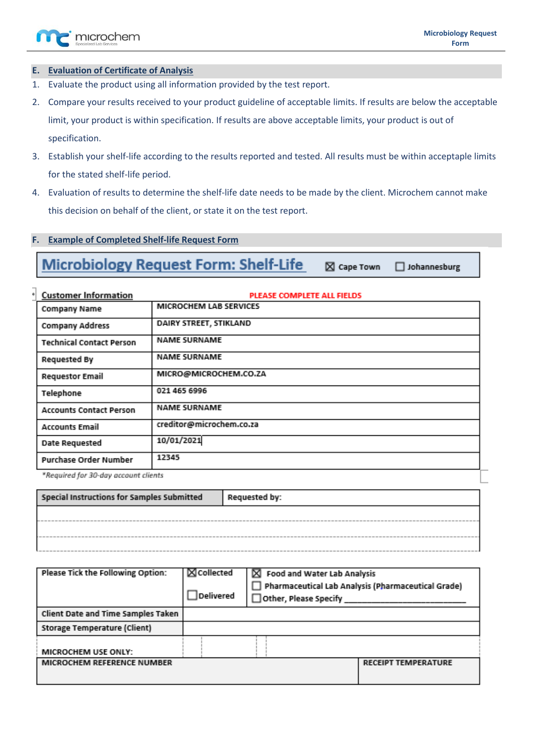## E. Evaluation of Certificate of Analysis

1. Evaluate the product using all information provided by the test report.
2. Compare your results received to your product guideline of acceptable limits. If results are below the acceptable limit, your product is within specification. If results are above acceptable limits, your product is out of specification.
3. Establish your shelf-life according to the results reported and tested. All results must be within acceptable limits for the stated shelf-life period.
4. Evaluation of results to determine the shelf-life date needs to be made by the client. Microchem cannot make this decision on behalf of the client, or state it on the test report.

## F. Example of Completed Shelf-life Request Form

### Microbiology Request Form: Shelf-Life

☒ Cape Town ☐ Johannesburg

**Customer Information** — PLEASE COMPLETE ALL FIELDS

| Field | Value |
|---|---|
| Company Name | MICROCHEM LAB SERVICES |
| Company Address | DAIRY STREET, STIKLAND |
| Technical Contact Person | NAME SURNAME |
| Requested By | NAME SURNAME |
| Requestor Email | MICRO@MICROCHEM.CO.ZA |
| Telephone | 021 465 6996 |
| Accounts Contact Person | NAME SURNAME |
| Accounts Email | creditor@microchem.co.za |
| Date Requested | 10/01/2021 |
| Purchase Order Number | 12345 |

*Required for 30-day account clients

| Special Instructions for Samples Submitted | Requested by: |
|---|---|
| | |
| | |

| Please Tick the Following Option: | ☒ Collected<br>☐ Delivered | ☒ Food and Water Lab Analysis<br>☐ Pharmaceutical Lab Analysis (Pharmaceutical Grade)<br>☐ Other, Please Specify ________ |
|---|---|---|
| Client Date and Time Samples Taken | | |
| Storage Temperature (Client) | | |

MICROCHEM USE ONLY:

| MICROCHEM REFERENCE NUMBER | RECEIPT TEMPERATURE |
|---|---|
| | |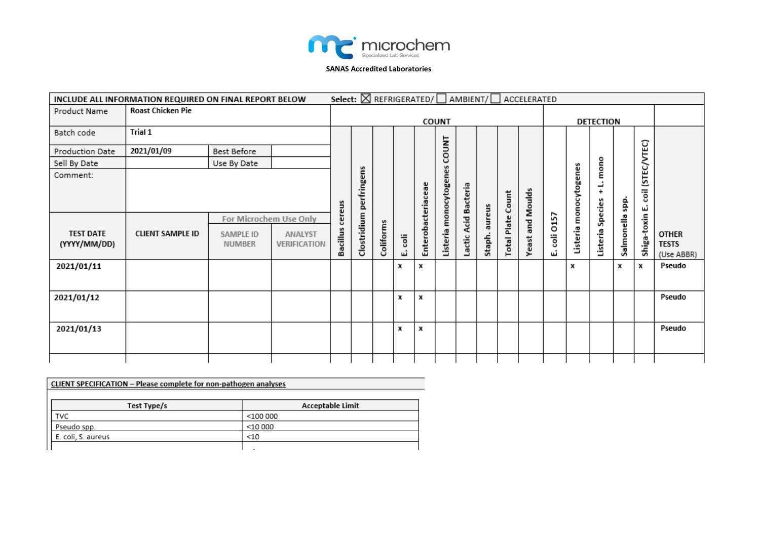microchem
Specialized Lab Services

**SANAS Accredited Laboratories**

**INCLUDE ALL INFORMATION REQUIRED ON FINAL REPORT BELOW** Select: ☒ REFRIGERATED/ ☐ AMBIENT/ ☐ ACCELERATED

| | |
|---|---|
| Product Name | Roast Chicken Pie |
| Batch code | Trial 1 |
| Production Date | 2021/01/09 |
| Best Before | |
| Sell By Date | |
| Use By Date | |
| Comment: | |

| TEST DATE (YYYY/MM/DD) | CLIENT SAMPLE ID | SAMPLE ID NUMBER (For Microchem Use Only) | ANALYST VERIFICATION (For Microchem Use Only) | Bacillus cereus (COUNT) | Clostridium perfringens (COUNT) | Coliforms (COUNT) | E. coli (COUNT) | Enterobacteriaceae (COUNT) | Listeria monocytogenes COUNT (COUNT) | Lactic Acid Bacteria (COUNT) | Staph. aureus (COUNT) | Total Plate Count (COUNT) | Yeast and Moulds (COUNT) | E. coli O157 (DETECTION) | Listeria monocytogenes (DETECTION) | Listeria Species + L. mono (DETECTION) | Salmonella spp. (DETECTION) | Shiga-toxin E. coil (STEC/VTEC) (DETECTION) | OTHER TESTS (Use ABBR) |
|---|---|---|---|---|---|---|---|---|---|---|---|---|---|---|---|---|---|---|---|
| 2021/01/11 | | | | | | | x | x | | | | | | | x | | x | x | Pseudo |
| 2021/01/12 | | | | | | | x | x | | | | | | | | | | | Pseudo |
| 2021/01/13 | | | | | | | x | x | | | | | | | | | | | Pseudo |
| | | | | | | | | | | | | | | | | | | | |

**CLIENT SPECIFICATION – Please complete for non-pathogen analyses**

| Test Type/s | Acceptable Limit |
|---|---|
| TVC | <100 000 |
| Pseudo spp. | <10 000 |
| E. coli, S. aureus | <10 |
| | |